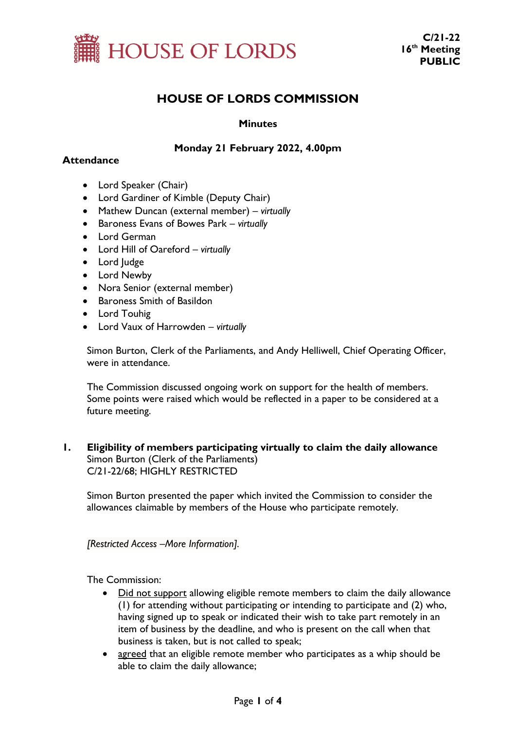HOUSE OF LORDS

**C/21-22**
**16th Meeting**
**PUBLIC**

# HOUSE OF LORDS COMMISSION

**Minutes**

**Monday 21 February 2022, 4.00pm**

**Attendance**

- Lord Speaker (Chair)
- Lord Gardiner of Kimble (Deputy Chair)
- Mathew Duncan (external member) – *virtually*
- Baroness Evans of Bowes Park – *virtually*
- Lord German
- Lord Hill of Oareford – *virtually*
- Lord Judge
- Lord Newby
- Nora Senior (external member)
- Baroness Smith of Basildon
- Lord Touhig
- Lord Vaux of Harrowden – *virtually*

Simon Burton, Clerk of the Parliaments, and Andy Helliwell, Chief Operating Officer, were in attendance.

The Commission discussed ongoing work on support for the health of members. Some points were raised which would be reflected in a paper to be considered at a future meeting.

## 1. Eligibility of members participating virtually to claim the daily allowance

Simon Burton (Clerk of the Parliaments)
C/21-22/68; HIGHLY RESTRICTED

Simon Burton presented the paper which invited the Commission to consider the allowances claimable by members of the House who participate remotely.

*[Restricted Access –More Information].*

The Commission:

- Did not support allowing eligible remote members to claim the daily allowance (1) for attending without participating or intending to participate and (2) who, having signed up to speak or indicated their wish to take part remotely in an item of business by the deadline, and who is present on the call when that business is taken, but is not called to speak;
- agreed that an eligible remote member who participates as a whip should be able to claim the daily allowance;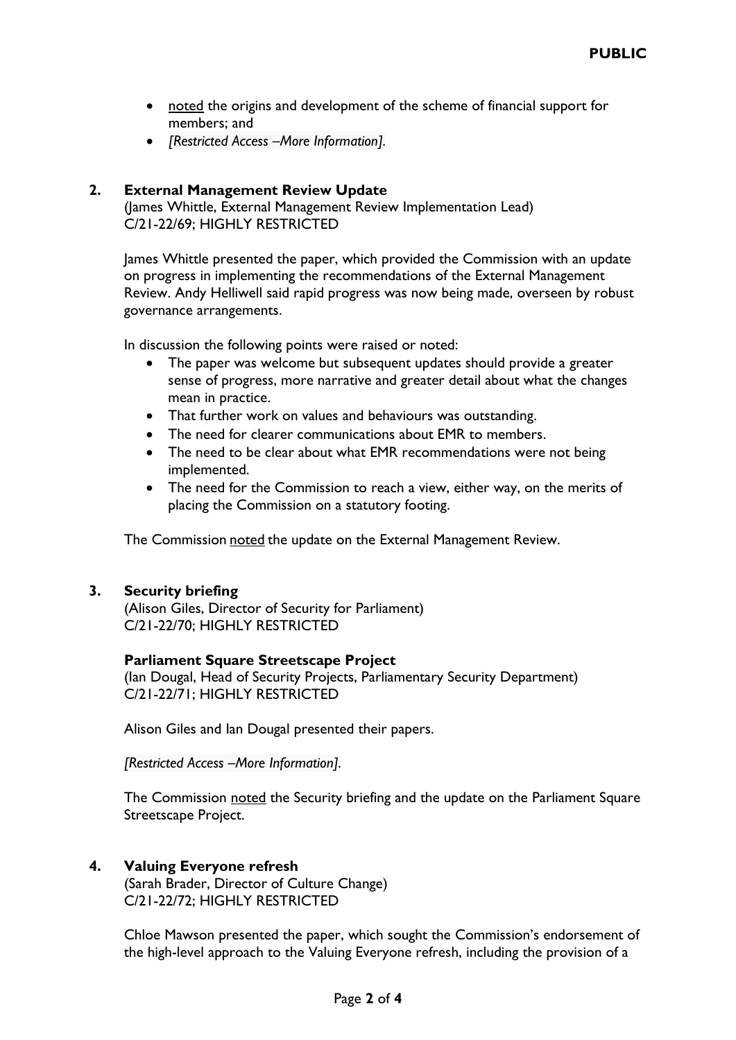- noted the origins and development of the scheme of financial support for members; and
- *[Restricted Access –More Information].*

## 2. External Management Review Update

(James Whittle, External Management Review Implementation Lead)
C/21-22/69; HIGHLY RESTRICTED

James Whittle presented the paper, which provided the Commission with an update on progress in implementing the recommendations of the External Management Review. Andy Helliwell said rapid progress was now being made, overseen by robust governance arrangements.

In discussion the following points were raised or noted:

- The paper was welcome but subsequent updates should provide a greater sense of progress, more narrative and greater detail about what the changes mean in practice.
- That further work on values and behaviours was outstanding.
- The need for clearer communications about EMR to members.
- The need to be clear about what EMR recommendations were not being implemented.
- The need for the Commission to reach a view, either way, on the merits of placing the Commission on a statutory footing.

The Commission noted the update on the External Management Review.

## 3. Security briefing

(Alison Giles, Director of Security for Parliament)
C/21-22/70; HIGHLY RESTRICTED

### Parliament Square Streetscape Project

(Ian Dougal, Head of Security Projects, Parliamentary Security Department)
C/21-22/71; HIGHLY RESTRICTED

Alison Giles and Ian Dougal presented their papers.

*[Restricted Access –More Information].*

The Commission noted the Security briefing and the update on the Parliament Square Streetscape Project.

## 4. Valuing Everyone refresh

(Sarah Brader, Director of Culture Change)
C/21-22/72; HIGHLY RESTRICTED

Chloe Mawson presented the paper, which sought the Commission's endorsement of the high-level approach to the Valuing Everyone refresh, including the provision of a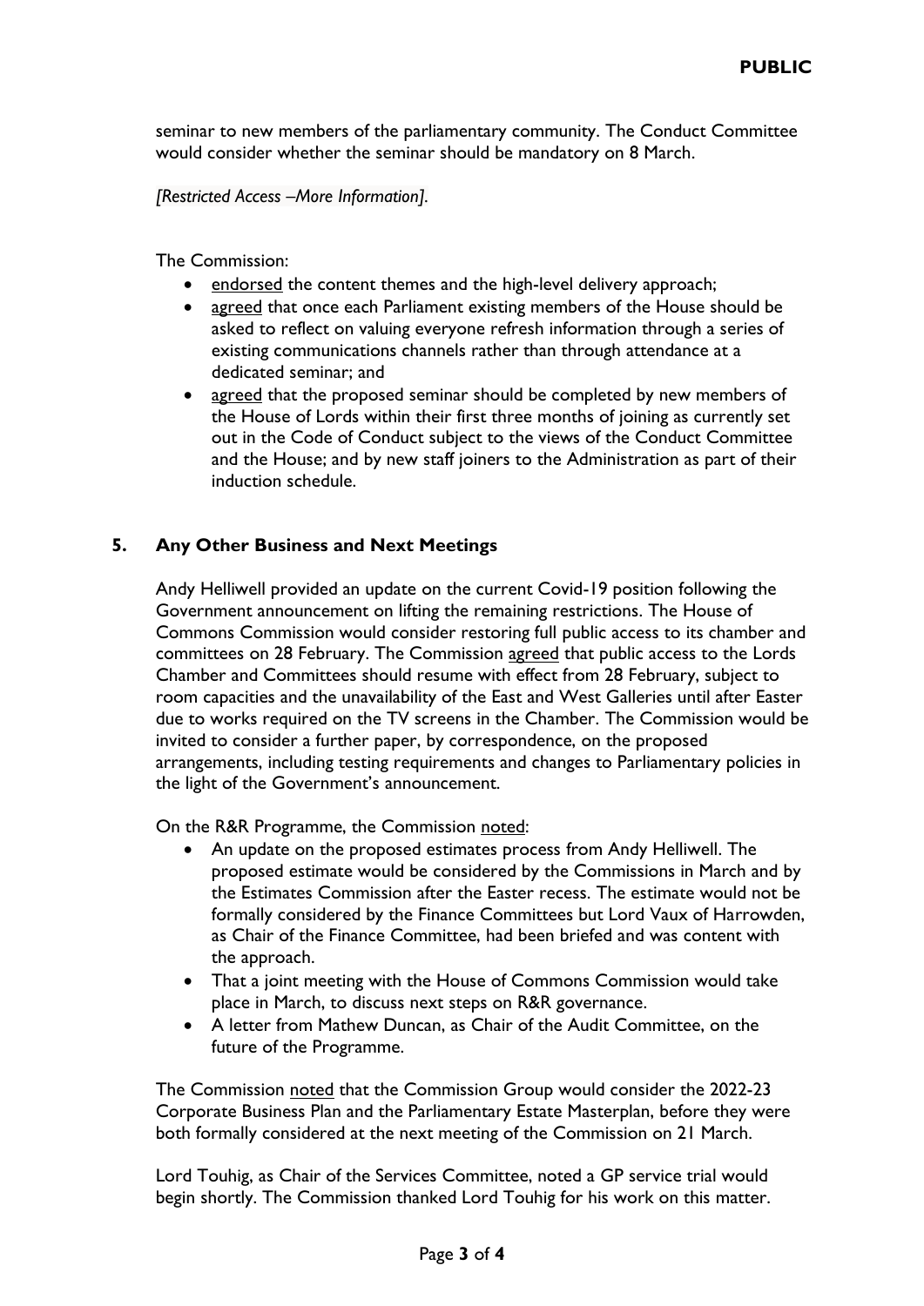seminar to new members of the parliamentary community. The Conduct Committee would consider whether the seminar should be mandatory on 8 March.

*[Restricted Access –More Information].*

The Commission:

- endorsed the content themes and the high-level delivery approach;
- agreed that once each Parliament existing members of the House should be asked to reflect on valuing everyone refresh information through a series of existing communications channels rather than through attendance at a dedicated seminar; and
- agreed that the proposed seminar should be completed by new members of the House of Lords within their first three months of joining as currently set out in the Code of Conduct subject to the views of the Conduct Committee and the House; and by new staff joiners to the Administration as part of their induction schedule.

## 5. Any Other Business and Next Meetings

Andy Helliwell provided an update on the current Covid-19 position following the Government announcement on lifting the remaining restrictions. The House of Commons Commission would consider restoring full public access to its chamber and committees on 28 February. The Commission agreed that public access to the Lords Chamber and Committees should resume with effect from 28 February, subject to room capacities and the unavailability of the East and West Galleries until after Easter due to works required on the TV screens in the Chamber. The Commission would be invited to consider a further paper, by correspondence, on the proposed arrangements, including testing requirements and changes to Parliamentary policies in the light of the Government's announcement.

On the R&R Programme, the Commission noted:

- An update on the proposed estimates process from Andy Helliwell. The proposed estimate would be considered by the Commissions in March and by the Estimates Commission after the Easter recess. The estimate would not be formally considered by the Finance Committees but Lord Vaux of Harrowden, as Chair of the Finance Committee, had been briefed and was content with the approach.
- That a joint meeting with the House of Commons Commission would take place in March, to discuss next steps on R&R governance.
- A letter from Mathew Duncan, as Chair of the Audit Committee, on the future of the Programme.

The Commission noted that the Commission Group would consider the 2022-23 Corporate Business Plan and the Parliamentary Estate Masterplan, before they were both formally considered at the next meeting of the Commission on 21 March.

Lord Touhig, as Chair of the Services Committee, noted a GP service trial would begin shortly. The Commission thanked Lord Touhig for his work on this matter.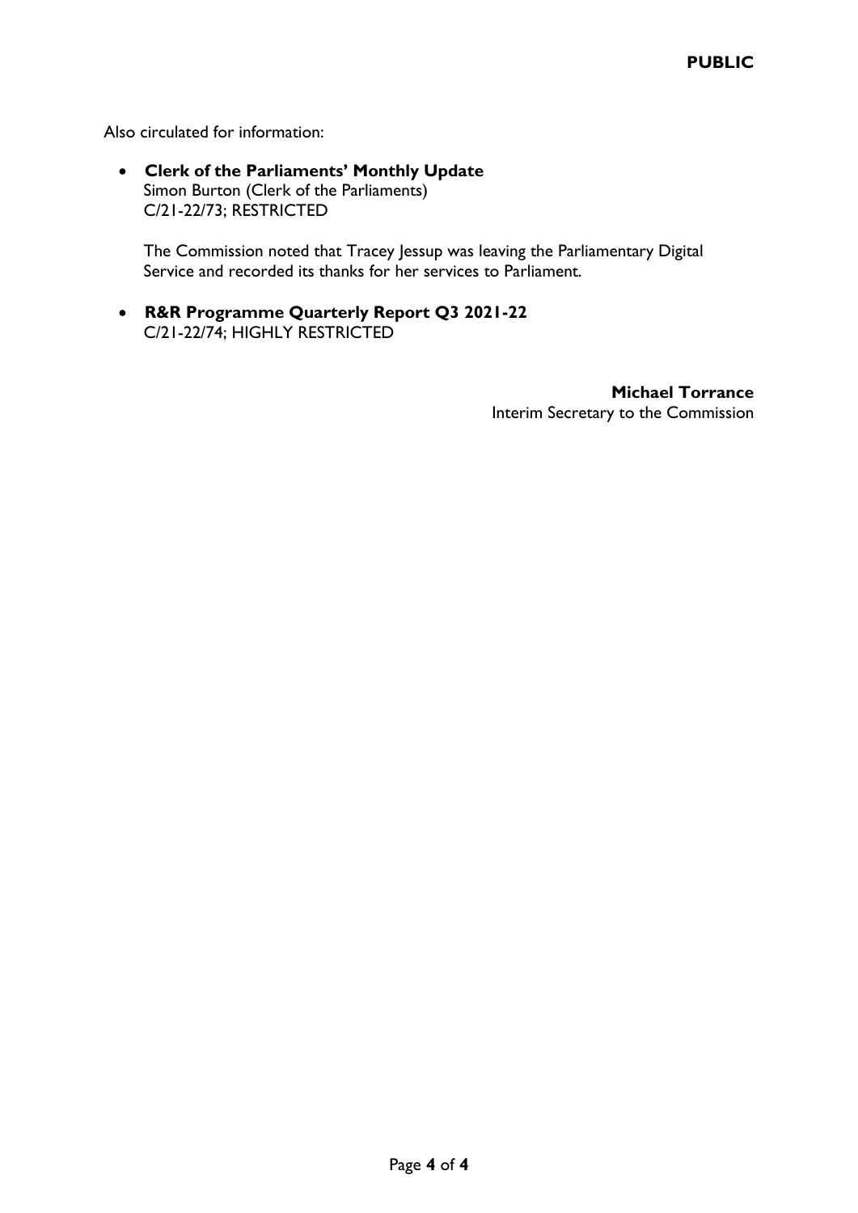**PUBLIC**

Also circulated for information:

- **Clerk of the Parliaments' Monthly Update**
  Simon Burton (Clerk of the Parliaments)
  C/21-22/73; RESTRICTED

  The Commission noted that Tracey Jessup was leaving the Parliamentary Digital Service and recorded its thanks for her services to Parliament.

- **R&R Programme Quarterly Report Q3 2021-22**
  C/21-22/74; HIGHLY RESTRICTED

**Michael Torrance**
Interim Secretary to the Commission